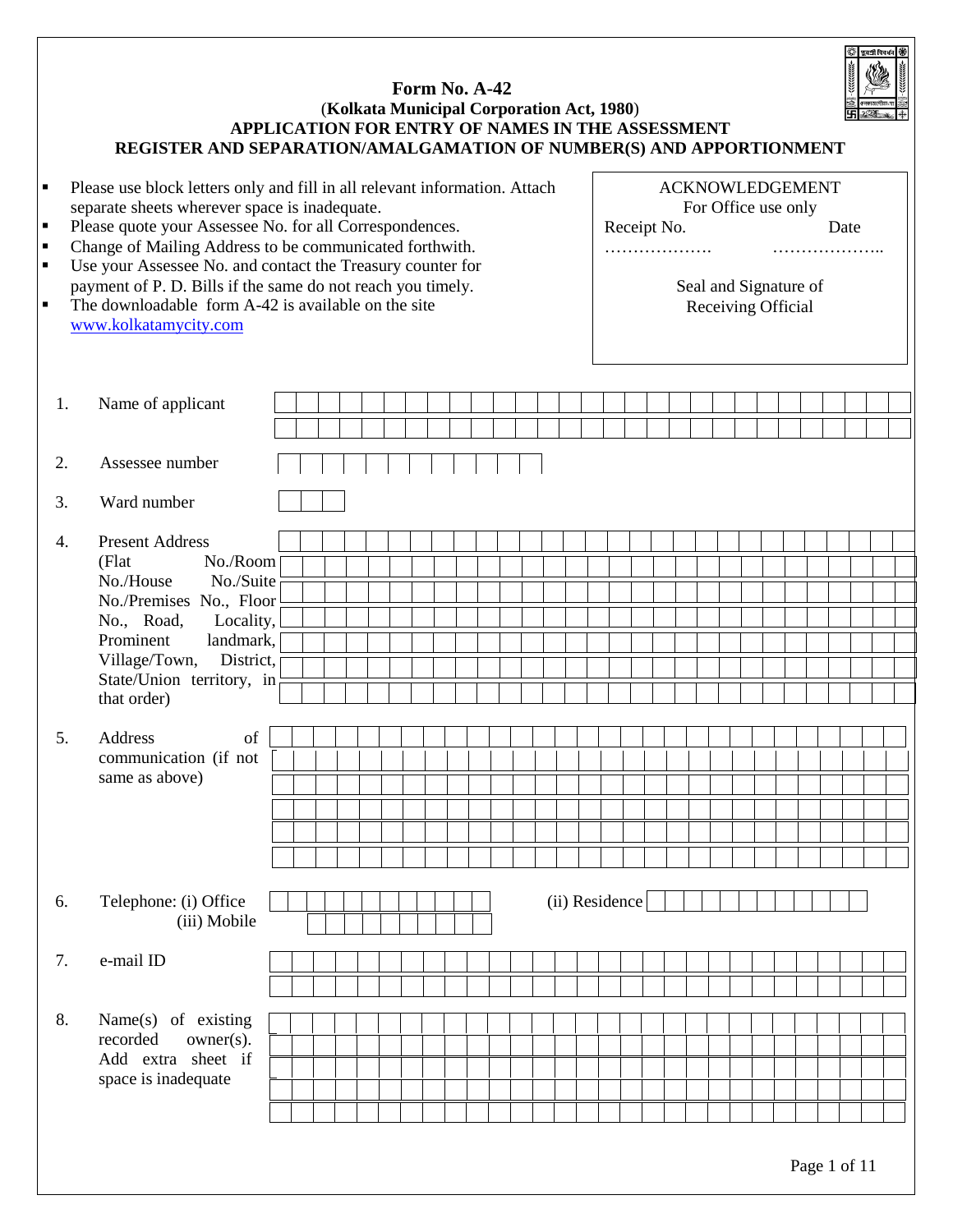# Form No. A-42

(**Kolkata Municipal Corporation Act, 1980**)

**APPLICATION FOR ENTRY OF NAMES IN THE ASSESSMENT REGISTER AND SEPARATION/AMALGAMATION OF NUMBER(S) AND APPORTIONMENT**

- Please use block letters only and fill in all relevant information. Attach separate sheets wherever space is inadequate.
- Please quote your Assessee No. for all Correspondences.
- Change of Mailing Address to be communicated forthwith.
- Use your Assessee No. and contact the Treasury counter for payment of P. D. Bills if the same do not reach you timely.
- The downloadable form A-42 is available on the site www.kolkatamycity.com

ACKNOWLEDGEMENT
For Office use only

Receipt No. ………………. Date ………………..

Seal and Signature of Receiving Official

1. Name of applicant
2. Assessee number
3. Ward number
4. Present Address (Flat No./Room No./House No./Suite No./Premises No., Floor No., Road, Locality, Prominent landmark, Village/Town, District, State/Union territory, in that order)
5. Address of communication (if not same as above)
6. Telephone: (i) Office (ii) Residence (iii) Mobile
7. e-mail ID
8. Name(s) of existing recorded owner(s). Add extra sheet if space is inadequate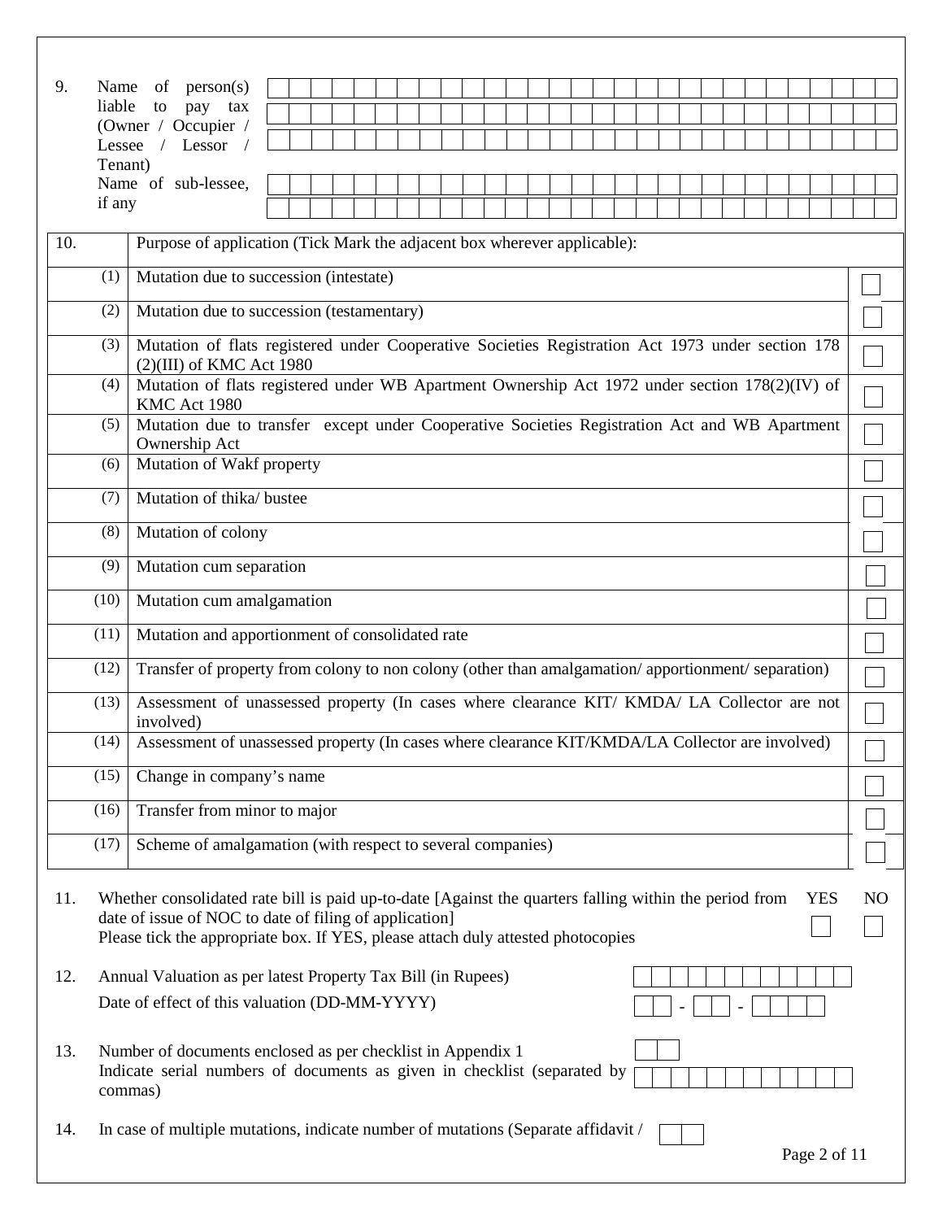9. Name of person(s) liable to pay tax (Owner / Occupier / Lessee / Lessor / Tenant)

Name of sub-lessee, if any

| 10. | Purpose of application (Tick Mark the adjacent box wherever applicable): | |
|---|---|---|
| (1) | Mutation due to succession (intestate) | ☐ |
| (2) | Mutation due to succession (testamentary) | ☐ |
| (3) | Mutation of flats registered under Cooperative Societies Registration Act 1973 under section 178 (2)(III) of KMC Act 1980 | ☐ |
| (4) | Mutation of flats registered under WB Apartment Ownership Act 1972 under section 178(2)(IV) of KMC Act 1980 | ☐ |
| (5) | Mutation due to transfer except under Cooperative Societies Registration Act and WB Apartment Ownership Act | ☐ |
| (6) | Mutation of Wakf property | ☐ |
| (7) | Mutation of thika/ bustee | ☐ |
| (8) | Mutation of colony | ☐ |
| (9) | Mutation cum separation | ☐ |
| (10) | Mutation cum amalgamation | ☐ |
| (11) | Mutation and apportionment of consolidated rate | ☐ |
| (12) | Transfer of property from colony to non colony (other than amalgamation/ apportionment/ separation) | ☐ |
| (13) | Assessment of unassessed property (In cases where clearance KIT/ KMDA/ LA Collector are not involved) | ☐ |
| (14) | Assessment of unassessed property (In cases where clearance KIT/KMDA/LA Collector are involved) | ☐ |
| (15) | Change in company's name | ☐ |
| (16) | Transfer from minor to major | ☐ |
| (17) | Scheme of amalgamation (with respect to several companies) | ☐ |

11. Whether consolidated rate bill is paid up-to-date [Against the quarters falling within the period from date of issue of NOC to date of filing of application]
Please tick the appropriate box. If YES, please attach duly attested photocopies

YES ☐ NO ☐

12. Annual Valuation as per latest Property Tax Bill (in Rupees)

Date of effect of this valuation (DD-MM-YYYY) __ - __ - ____

13. Number of documents enclosed as per checklist in Appendix 1

Indicate serial numbers of documents as given in checklist (separated by commas)

14. In case of multiple mutations, indicate number of mutations (Separate affidavit /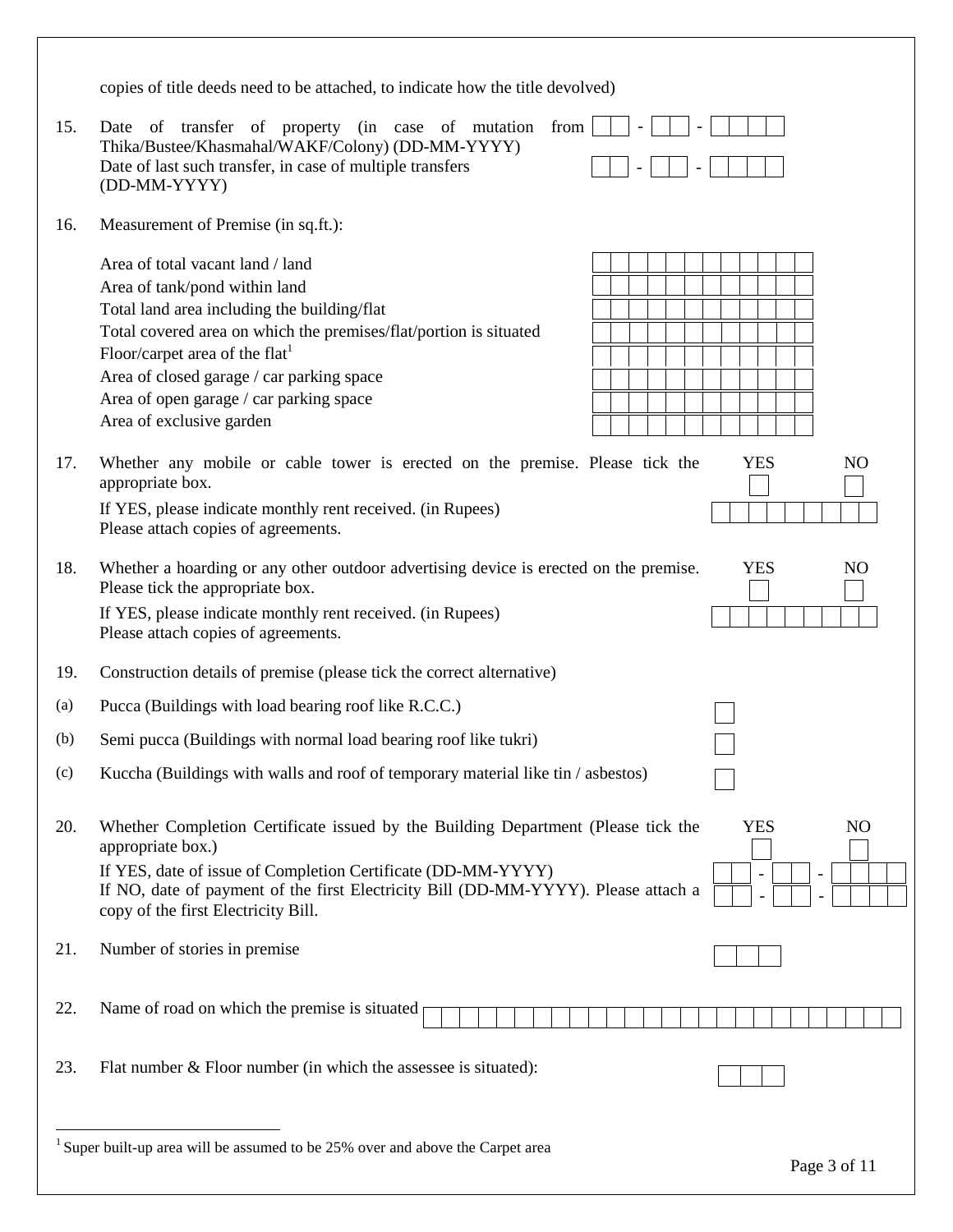copies of title deeds need to be attached, to indicate how the title devolved)

15. Date of transfer of property (in case of mutation from Thika/Bustee/Khasmahal/WAKF/Colony) (DD-MM-YYYY) ☐☐ - ☐☐ - ☐☐☐☐

    Date of last such transfer, in case of multiple transfers (DD-MM-YYYY) ☐☐ - ☐☐ - ☐☐☐☐

16. Measurement of Premise (in sq.ft.):

    - Area of total vacant land / land
    - Area of tank/pond within land
    - Total land area including the building/flat
    - Total covered area on which the premises/flat/portion is situated
    - Floor/carpet area of the flat[1]
    - Area of closed garage / car parking space
    - Area of open garage / car parking space
    - Area of exclusive garden

17. Whether any mobile or cable tower is erected on the premise. Please tick the appropriate box. YES ☐ NO ☐

    If YES, please indicate monthly rent received. (in Rupees)
    Please attach copies of agreements.

18. Whether a hoarding or any other outdoor advertising device is erected on the premise. Please tick the appropriate box. YES ☐ NO ☐

    If YES, please indicate monthly rent received. (in Rupees)
    Please attach copies of agreements.

19. Construction details of premise (please tick the correct alternative)

    (a) Pucca (Buildings with load bearing roof like R.C.C.) ☐

    (b) Semi pucca (Buildings with normal load bearing roof like tukri) ☐

    (c) Kuccha (Buildings with walls and roof of temporary material like tin / asbestos) ☐

20. Whether Completion Certificate issued by the Building Department (Please tick the appropriate box.) YES ☐ NO ☐

    If YES, date of issue of Completion Certificate (DD-MM-YYYY) ☐☐ - ☐☐ - ☐☐☐☐

    If NO, date of payment of the first Electricity Bill (DD-MM-YYYY). Please attach a copy of the first Electricity Bill. ☐☐ - ☐☐ - ☐☐☐☐

21. Number of stories in premise

22. Name of road on which the premise is situated

23. Flat number & Floor number (in which the assessee is situated):

---

[1] Super built-up area will be assumed to be 25% over and above the Carpet area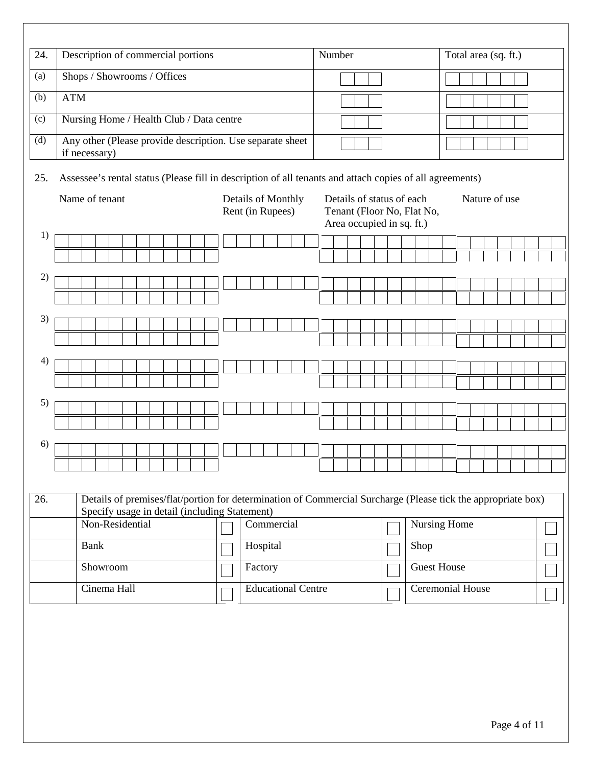| 24. | Description of commercial portions | Number | Total area (sq. ft.) |
|---|---|---|---|
| (a) | Shops / Showrooms / Offices | | |
| (b) | ATM | | |
| (c) | Nursing Home / Health Club / Data centre | | |
| (d) | Any other (Please provide description. Use separate sheet if necessary) | | |

25. Assessee's rental status (Please fill in description of all tenants and attach copies of all agreements)

| | Name of tenant | Details of Monthly Rent (in Rupees) | Details of status of each Tenant (Floor No, Flat No, Area occupied in sq. ft.) | Nature of use |
|---|---|---|---|---|
| 1) | | | | |
| 2) | | | | |
| 3) | | | | |
| 4) | | | | |
| 5) | | | | |
| 6) | | | | |

| 26. | Details of premises/flat/portion for determination of Commercial Surcharge (Please tick the appropriate box) Specify usage in detail (including Statement) | | | | | |
|---|---|---|---|---|---|---|
| | Non-Residential | ☐ | Commercial | ☐ | Nursing Home | ☐ |
| | Bank | ☐ | Hospital | ☐ | Shop | ☐ |
| | Showroom | ☐ | Factory | ☐ | Guest House | ☐ |
| | Cinema Hall | ☐ | Educational Centre | ☐ | Ceremonial House | ☐ |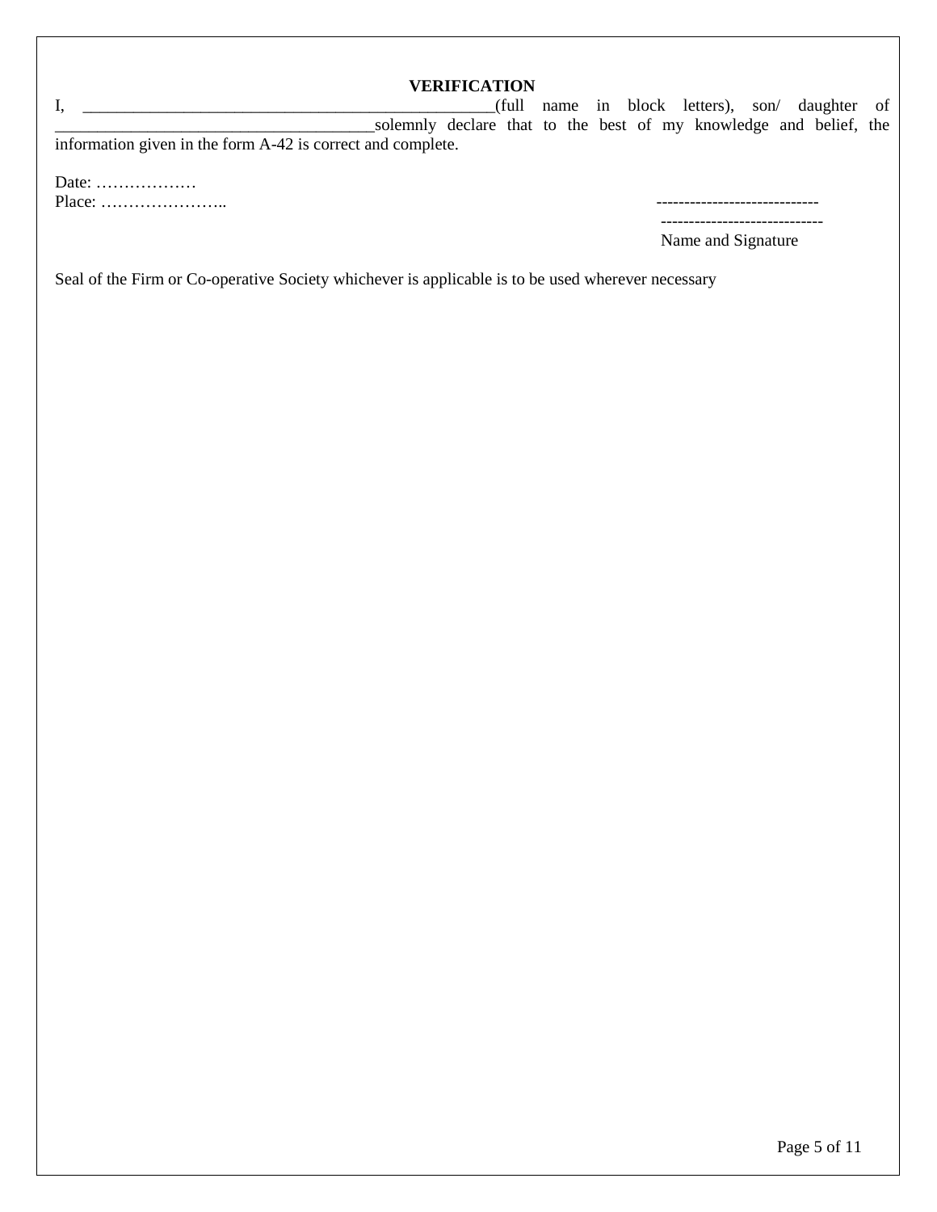**VERIFICATION**

I, \_\_\_\_\_\_\_\_\_\_\_\_\_\_\_\_\_\_\_\_\_\_\_\_\_\_\_\_\_\_\_\_\_\_\_\_\_\_\_\_\_\_\_\_\_\_\_\_\_\_(full name in block letters), son/ daughter of \_\_\_\_\_\_\_\_\_\_\_\_\_\_\_\_\_\_\_\_\_\_\_\_\_\_\_\_\_\_\_\_\_\_\_\_\_\_solemnly declare that to the best of my knowledge and belief, the information given in the form A-42 is correct and complete.

Date: ………………

Place: …………………..

-----------------------------

-----------------------------

Name and Signature

Seal of the Firm or Co-operative Society whichever is applicable is to be used wherever necessary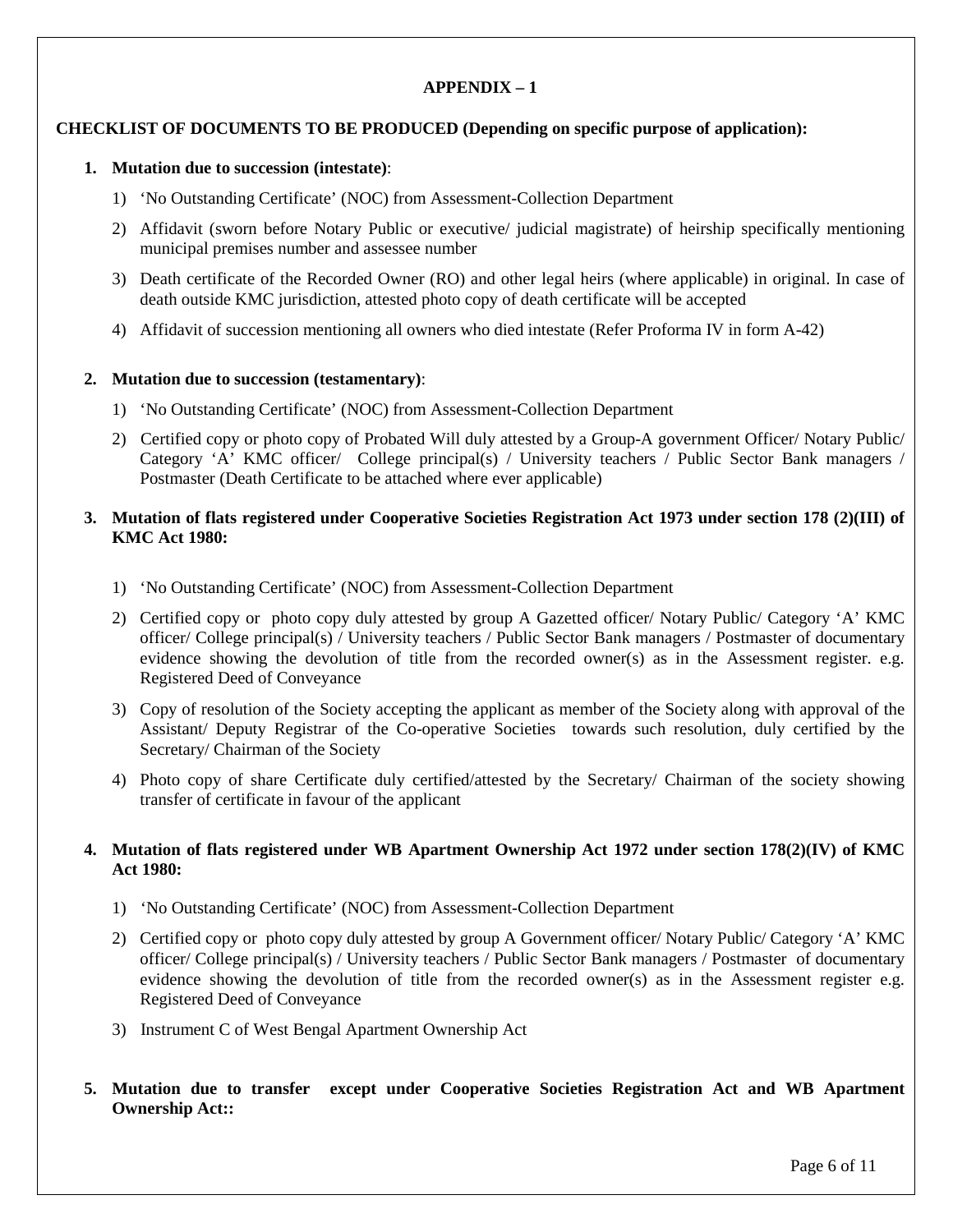## APPENDIX – 1

**CHECKLIST OF DOCUMENTS TO BE PRODUCED (Depending on specific purpose of application):**

1. **Mutation due to succession (intestate)**:
   1) 'No Outstanding Certificate' (NOC) from Assessment-Collection Department
   2) Affidavit (sworn before Notary Public or executive/ judicial magistrate) of heirship specifically mentioning municipal premises number and assessee number
   3) Death certificate of the Recorded Owner (RO) and other legal heirs (where applicable) in original. In case of death outside KMC jurisdiction, attested photo copy of death certificate will be accepted
   4) Affidavit of succession mentioning all owners who died intestate (Refer Proforma IV in form A-42)

2. **Mutation due to succession (testamentary)**:
   1) 'No Outstanding Certificate' (NOC) from Assessment-Collection Department
   2) Certified copy or photo copy of Probated Will duly attested by a Group-A government Officer/ Notary Public/ Category 'A' KMC officer/ College principal(s) / University teachers / Public Sector Bank managers / Postmaster (Death Certificate to be attached where ever applicable)

3. **Mutation of flats registered under Cooperative Societies Registration Act 1973 under section 178 (2)(III) of KMC Act 1980:**
   1) 'No Outstanding Certificate' (NOC) from Assessment-Collection Department
   2) Certified copy or photo copy duly attested by group A Gazetted officer/ Notary Public/ Category 'A' KMC officer/ College principal(s) / University teachers / Public Sector Bank managers / Postmaster of documentary evidence showing the devolution of title from the recorded owner(s) as in the Assessment register. e.g. Registered Deed of Conveyance
   3) Copy of resolution of the Society accepting the applicant as member of the Society along with approval of the Assistant/ Deputy Registrar of the Co-operative Societies towards such resolution, duly certified by the Secretary/ Chairman of the Society
   4) Photo copy of share Certificate duly certified/attested by the Secretary/ Chairman of the society showing transfer of certificate in favour of the applicant

4. **Mutation of flats registered under WB Apartment Ownership Act 1972 under section 178(2)(IV) of KMC Act 1980:**
   1) 'No Outstanding Certificate' (NOC) from Assessment-Collection Department
   2) Certified copy or photo copy duly attested by group A Government officer/ Notary Public/ Category 'A' KMC officer/ College principal(s) / University teachers / Public Sector Bank managers / Postmaster of documentary evidence showing the devolution of title from the recorded owner(s) as in the Assessment register e.g. Registered Deed of Conveyance
   3) Instrument C of West Bengal Apartment Ownership Act

5. **Mutation due to transfer except under Cooperative Societies Registration Act and WB Apartment Ownership Act::**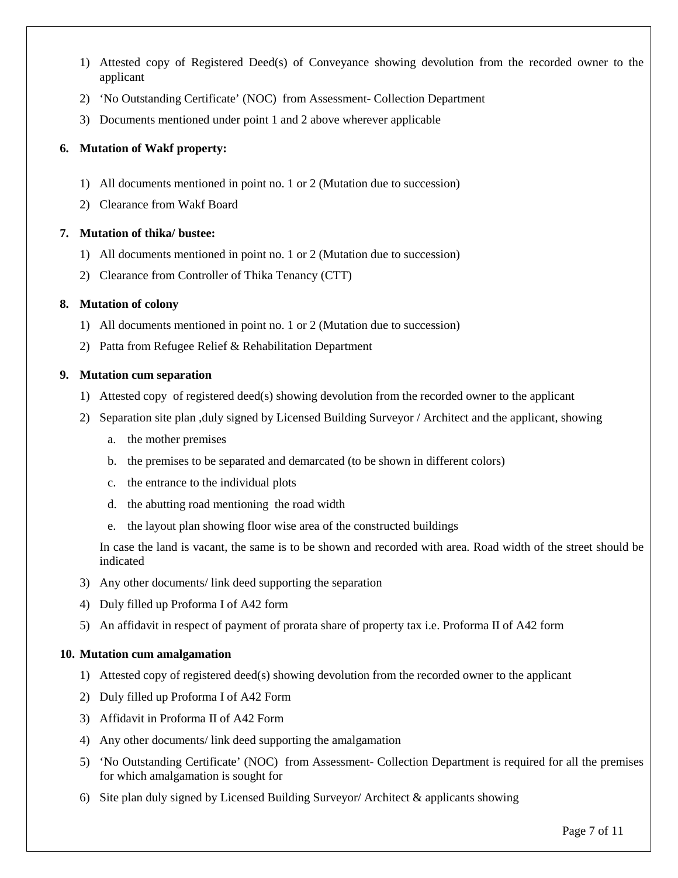1) Attested copy of Registered Deed(s) of Conveyance showing devolution from the recorded owner to the applicant
2) 'No Outstanding Certificate' (NOC) from Assessment- Collection Department
3) Documents mentioned under point 1 and 2 above wherever applicable

**6. Mutation of Wakf property:**

1) All documents mentioned in point no. 1 or 2 (Mutation due to succession)
2) Clearance from Wakf Board

**7. Mutation of thika/ bustee:**

1) All documents mentioned in point no. 1 or 2 (Mutation due to succession)
2) Clearance from Controller of Thika Tenancy (CTT)

**8. Mutation of colony**

1) All documents mentioned in point no. 1 or 2 (Mutation due to succession)
2) Patta from Refugee Relief & Rehabilitation Department

**9. Mutation cum separation**

1) Attested copy of registered deed(s) showing devolution from the recorded owner to the applicant
2) Separation site plan ,duly signed by Licensed Building Surveyor / Architect and the applicant, showing
   a. the mother premises
   b. the premises to be separated and demarcated (to be shown in different colors)
   c. the entrance to the individual plots
   d. the abutting road mentioning the road width
   e. the layout plan showing floor wise area of the constructed buildings

   In case the land is vacant, the same is to be shown and recorded with area. Road width of the street should be indicated
3) Any other documents/ link deed supporting the separation
4) Duly filled up Proforma I of A42 form
5) An affidavit in respect of payment of prorata share of property tax i.e. Proforma II of A42 form

**10. Mutation cum amalgamation**

1) Attested copy of registered deed(s) showing devolution from the recorded owner to the applicant
2) Duly filled up Proforma I of A42 Form
3) Affidavit in Proforma II of A42 Form
4) Any other documents/ link deed supporting the amalgamation
5) 'No Outstanding Certificate' (NOC) from Assessment- Collection Department is required for all the premises for which amalgamation is sought for
6) Site plan duly signed by Licensed Building Surveyor/ Architect & applicants showing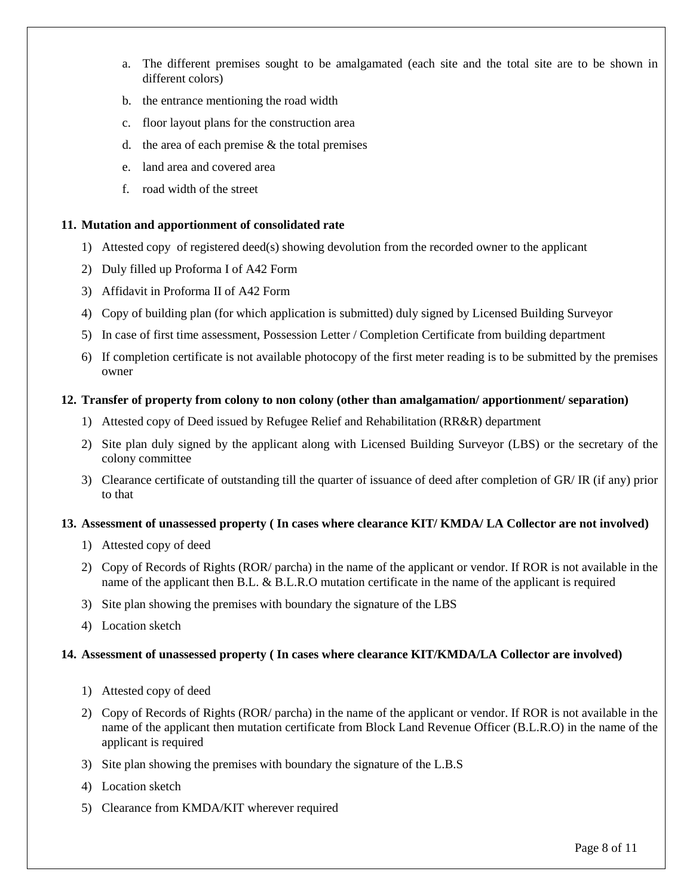a. The different premises sought to be amalgamated (each site and the total site are to be shown in different colors)
b. the entrance mentioning the road width
c. floor layout plans for the construction area
d. the area of each premise & the total premises
e. land area and covered area
f. road width of the street

**11. Mutation and apportionment of consolidated rate**

1) Attested copy of registered deed(s) showing devolution from the recorded owner to the applicant
2) Duly filled up Proforma I of A42 Form
3) Affidavit in Proforma II of A42 Form
4) Copy of building plan (for which application is submitted) duly signed by Licensed Building Surveyor
5) In case of first time assessment, Possession Letter / Completion Certificate from building department
6) If completion certificate is not available photocopy of the first meter reading is to be submitted by the premises owner

**12. Transfer of property from colony to non colony (other than amalgamation/ apportionment/ separation)**

1) Attested copy of Deed issued by Refugee Relief and Rehabilitation (RR&R) department
2) Site plan duly signed by the applicant along with Licensed Building Surveyor (LBS) or the secretary of the colony committee
3) Clearance certificate of outstanding till the quarter of issuance of deed after completion of GR/ IR (if any) prior to that

**13. Assessment of unassessed property ( In cases where clearance KIT/ KMDA/ LA Collector are not involved)**

1) Attested copy of deed
2) Copy of Records of Rights (ROR/ parcha) in the name of the applicant or vendor. If ROR is not available in the name of the applicant then B.L. & B.L.R.O mutation certificate in the name of the applicant is required
3) Site plan showing the premises with boundary the signature of the LBS
4) Location sketch

**14. Assessment of unassessed property ( In cases where clearance KIT/KMDA/LA Collector are involved)**

1) Attested copy of deed
2) Copy of Records of Rights (ROR/ parcha) in the name of the applicant or vendor. If ROR is not available in the name of the applicant then mutation certificate from Block Land Revenue Officer (B.L.R.O) in the name of the applicant is required
3) Site plan showing the premises with boundary the signature of the L.B.S
4) Location sketch
5) Clearance from KMDA/KIT wherever required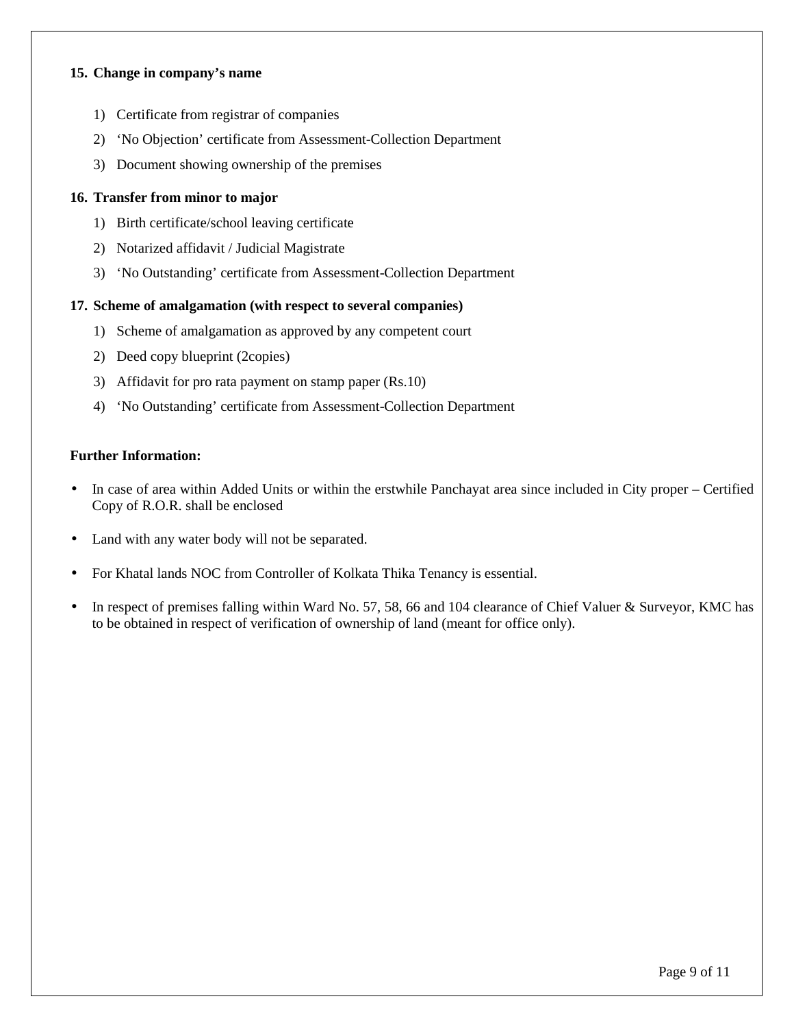**15. Change in company's name**

1) Certificate from registrar of companies
2) 'No Objection' certificate from Assessment-Collection Department
3) Document showing ownership of the premises

**16. Transfer from minor to major**

1) Birth certificate/school leaving certificate
2) Notarized affidavit / Judicial Magistrate
3) 'No Outstanding' certificate from Assessment-Collection Department

**17. Scheme of amalgamation (with respect to several companies)**

1) Scheme of amalgamation as approved by any competent court
2) Deed copy blueprint (2copies)
3) Affidavit for pro rata payment on stamp paper (Rs.10)
4) 'No Outstanding' certificate from Assessment-Collection Department

**Further Information:**

- In case of area within Added Units or within the erstwhile Panchayat area since included in City proper – Certified Copy of R.O.R. shall be enclosed
- Land with any water body will not be separated.
- For Khatal lands NOC from Controller of Kolkata Thika Tenancy is essential.
- In respect of premises falling within Ward No. 57, 58, 66 and 104 clearance of Chief Valuer & Surveyor, KMC has to be obtained in respect of verification of ownership of land (meant for office only).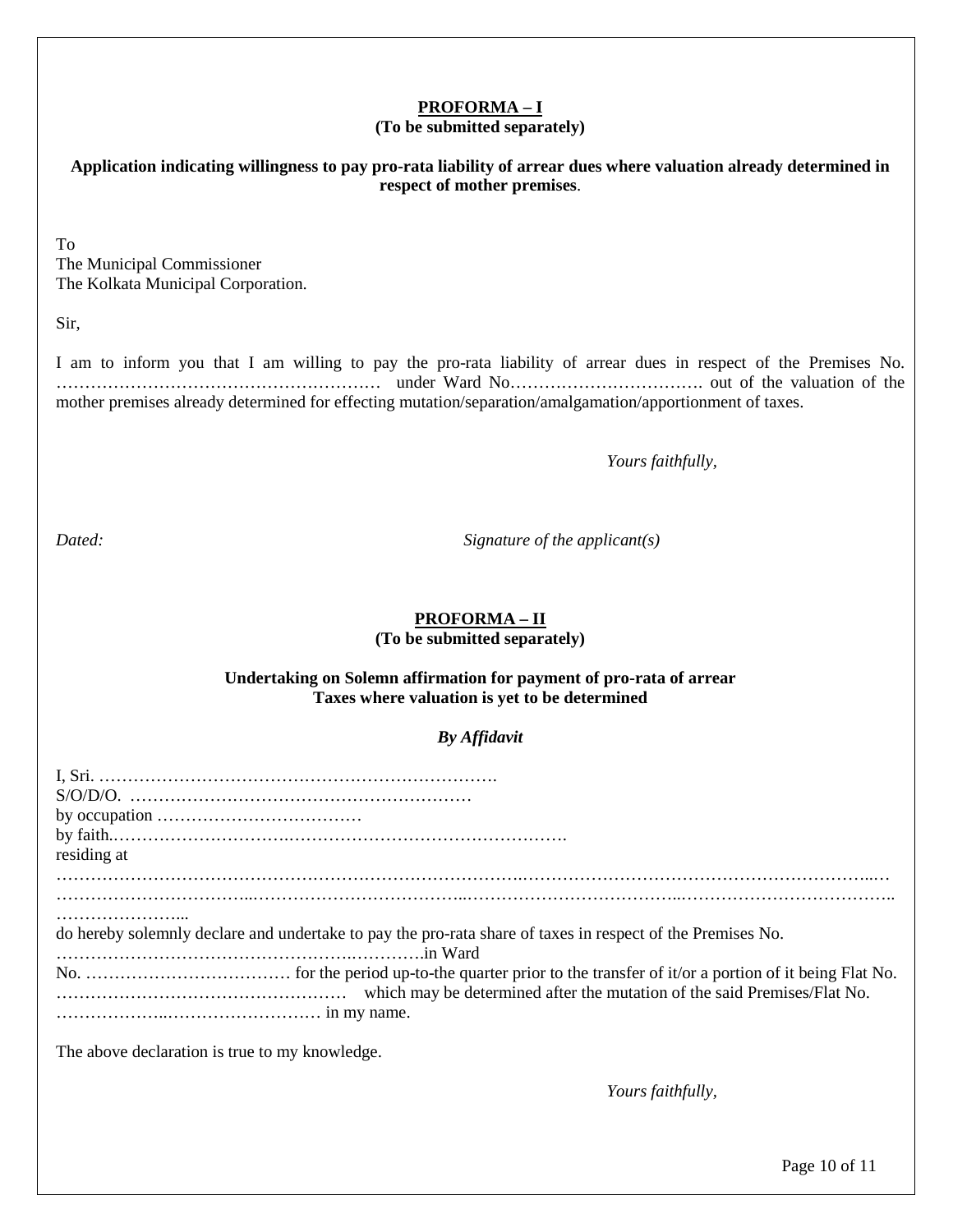**PROFORMA – I**
**(To be submitted separately)**

**Application indicating willingness to pay pro-rata liability of arrear dues where valuation already determined in respect of mother premises**.

To
The Municipal Commissioner
The Kolkata Municipal Corporation.

Sir,

I am to inform you that I am willing to pay the pro-rata liability of arrear dues in respect of the Premises No. ………………………………………………… under Ward No……………………………. out of the valuation of the mother premises already determined for effecting mutation/separation/amalgamation/apportionment of taxes.

*Yours faithfully,*

*Dated:* *Signature of the applicant(s)*

**PROFORMA – II**
**(To be submitted separately)**

**Undertaking on Solemn affirmation for payment of pro-rata of arrear Taxes where valuation is yet to be determined**

***By Affidavit***

I, Sri. …………………………………………………………….
S/O/D/O. ……………………………………………………
by occupation ………………………………
by faith.……………………………………………………………………….
residing at
………………………………………………………………………………………………………………………………..…
……………………………..………………………………..……………………………..………………………………..
…………………..

do hereby solemnly declare and undertake to pay the pro-rata share of taxes in respect of the Premises No. ……………………………………………….………….in Ward
No. ……………………………… for the period up-to-the quarter prior to the transfer of it/or a portion of it being Flat No. …………………………………………… which may be determined after the mutation of the said Premises/Flat No. ……………….……………………… in my name.

The above declaration is true to my knowledge.

*Yours faithfully,*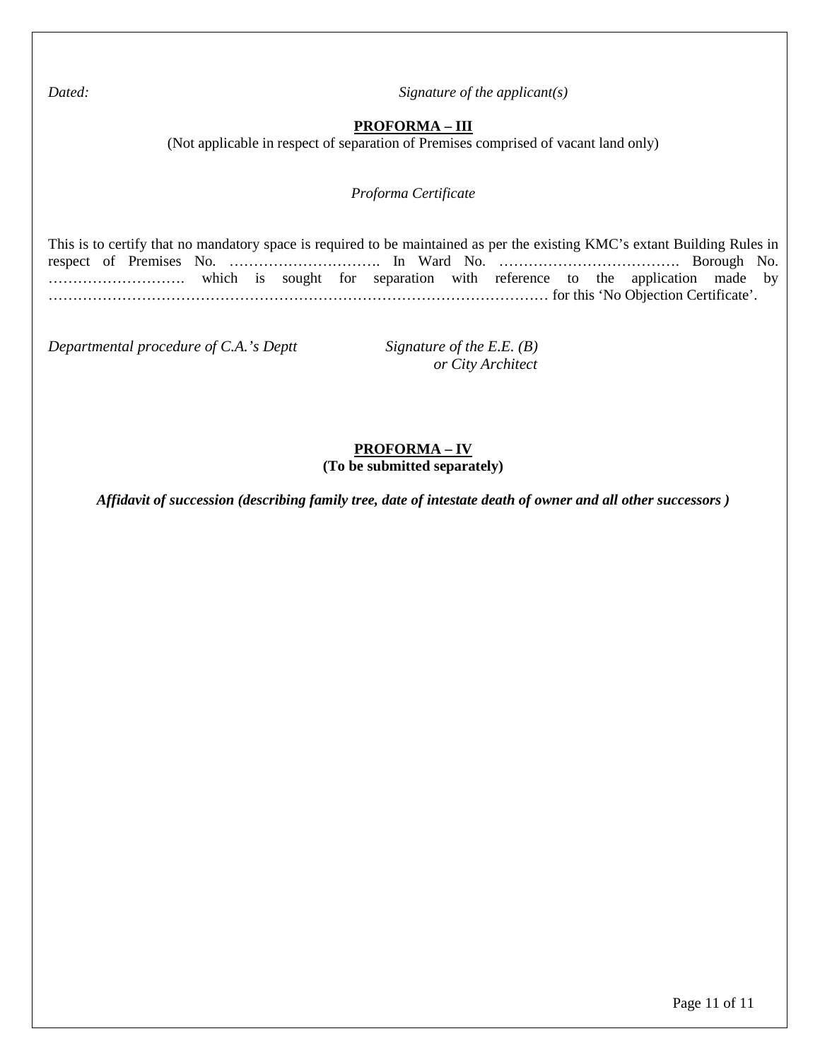*Dated:* *Signature of the applicant(s)*

**PROFORMA – III**

(Not applicable in respect of separation of Premises comprised of vacant land only)

*Proforma Certificate*

This is to certify that no mandatory space is required to be maintained as per the existing KMC's extant Building Rules in respect of Premises No. …………………………. In Ward No. ………………………………. Borough No. ………………………. which is sought for separation with reference to the application made by ……………………………………………………………………………………… for this 'No Objection Certificate'.

*Departmental procedure of C.A.'s Deptt* *Signature of the E.E. (B) or City Architect*

**PROFORMA – IV**

**(To be submitted separately)**

***Affidavit of succession (describing family tree, date of intestate death of owner and all other successors )***